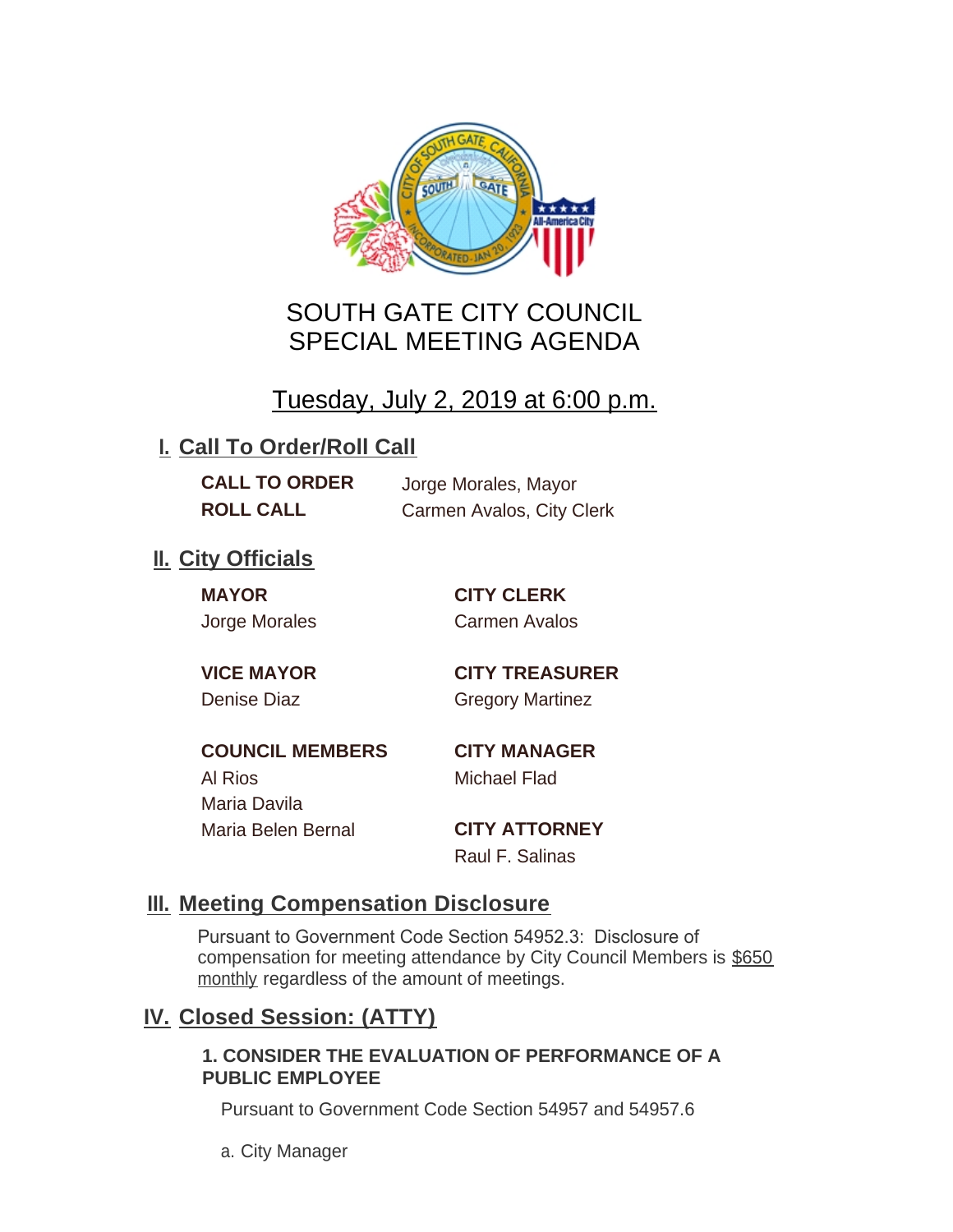# SOUTH GATE CITY COUNCIL
# SPECIAL MEETING AGENDA

## Tuesday, July 2, 2019 at 6:00 p.m.

## I. Call To Order/Roll Call

**CALL TO ORDER** Jorge Morales, Mayor

**ROLL CALL** Carmen Avalos, City Clerk

## II. City Officials

**MAYOR**
Jorge Morales

**VICE MAYOR**
Denise Diaz

**COUNCIL MEMBERS**
Al Rios
Maria Davila
Maria Belen Bernal

**CITY CLERK**
Carmen Avalos

**CITY TREASURER**
Gregory Martinez

**CITY MANAGER**
Michael Flad

**CITY ATTORNEY**
Raul F. Salinas

## III. Meeting Compensation Disclosure

Pursuant to Government Code Section 54952.3: Disclosure of compensation for meeting attendance by City Council Members is $650 monthly regardless of the amount of meetings.

## IV. Closed Session: (ATTY)

**1. CONSIDER THE EVALUATION OF PERFORMANCE OF A PUBLIC EMPLOYEE**

Pursuant to Government Code Section 54957 and 54957.6

a. City Manager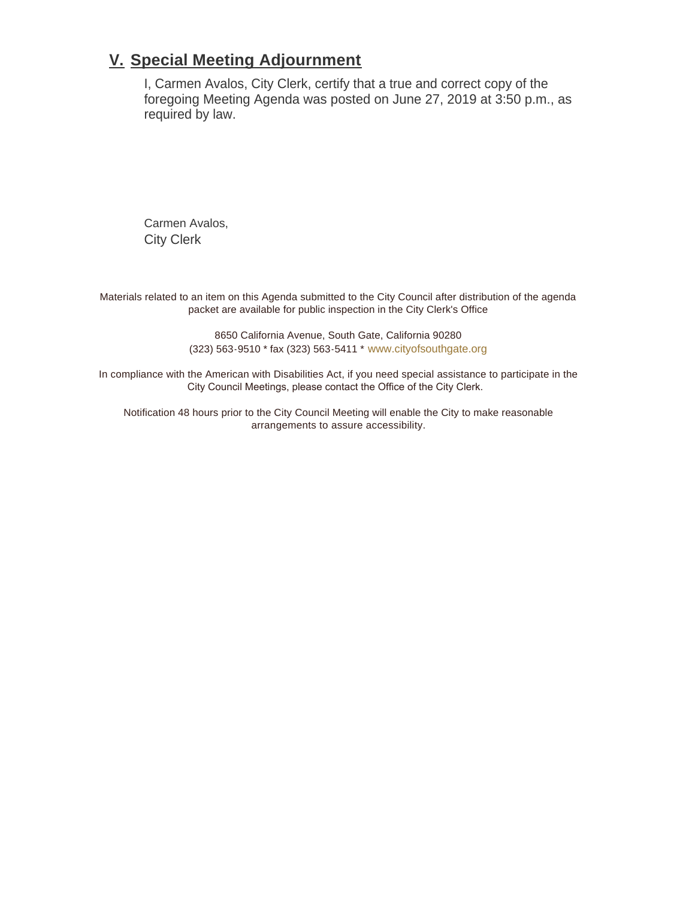## V. Special Meeting Adjournment

I, Carmen Avalos, City Clerk, certify that a true and correct copy of the foregoing Meeting Agenda was posted on June 27, 2019 at 3:50 p.m., as required by law.

Carmen Avalos,
City Clerk

Materials related to an item on this Agenda submitted to the City Council after distribution of the agenda packet are available for public inspection in the City Clerk's Office

8650 California Avenue, South Gate, California 90280
(323) 563-9510 * fax (323) 563-5411 * www.cityofsouthgate.org

In compliance with the American with Disabilities Act, if you need special assistance to participate in the City Council Meetings, please contact the Office of the City Clerk.

Notification 48 hours prior to the City Council Meeting will enable the City to make reasonable arrangements to assure accessibility.